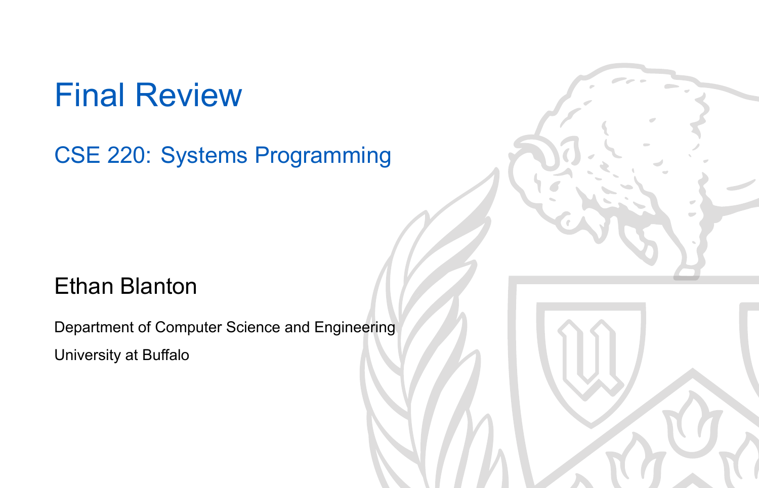# Final Review

## CSE 220: Systems Programming

Ethan Blanton

Department of Computer Science and Engineering

University at Buffalo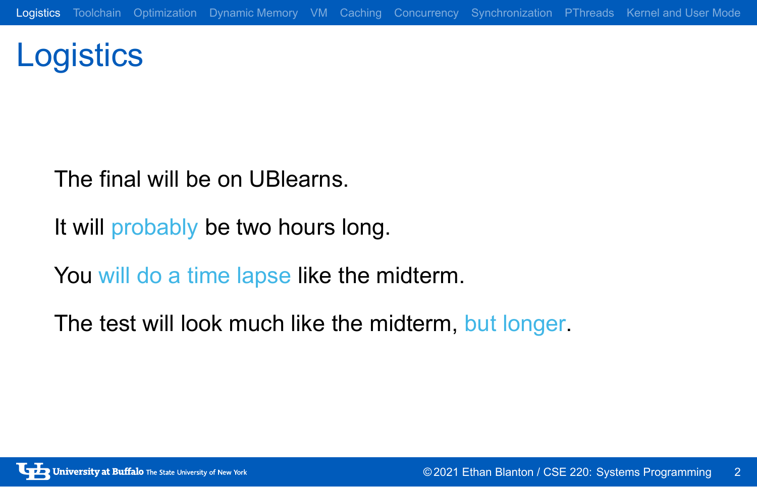# Logistics

The final will be on UBlearns.

It will probably be two hours long.

You will do a time lapse like the midterm.

The test will look much like the midterm, but longer.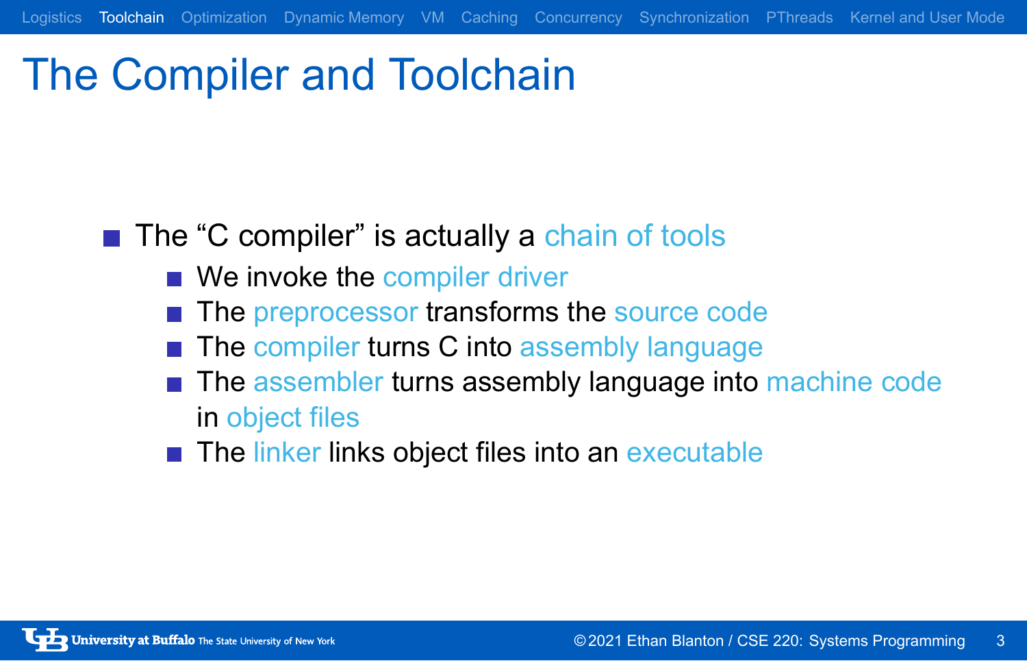# The Compiler and Toolchain

- The "C compiler" is actually a chain of tools
  - We invoke the compiler driver
  - The preprocessor transforms the source code
  - The compiler turns C into assembly language
  - The assembler turns assembly language into machine code in object files
  - The linker links object files into an executable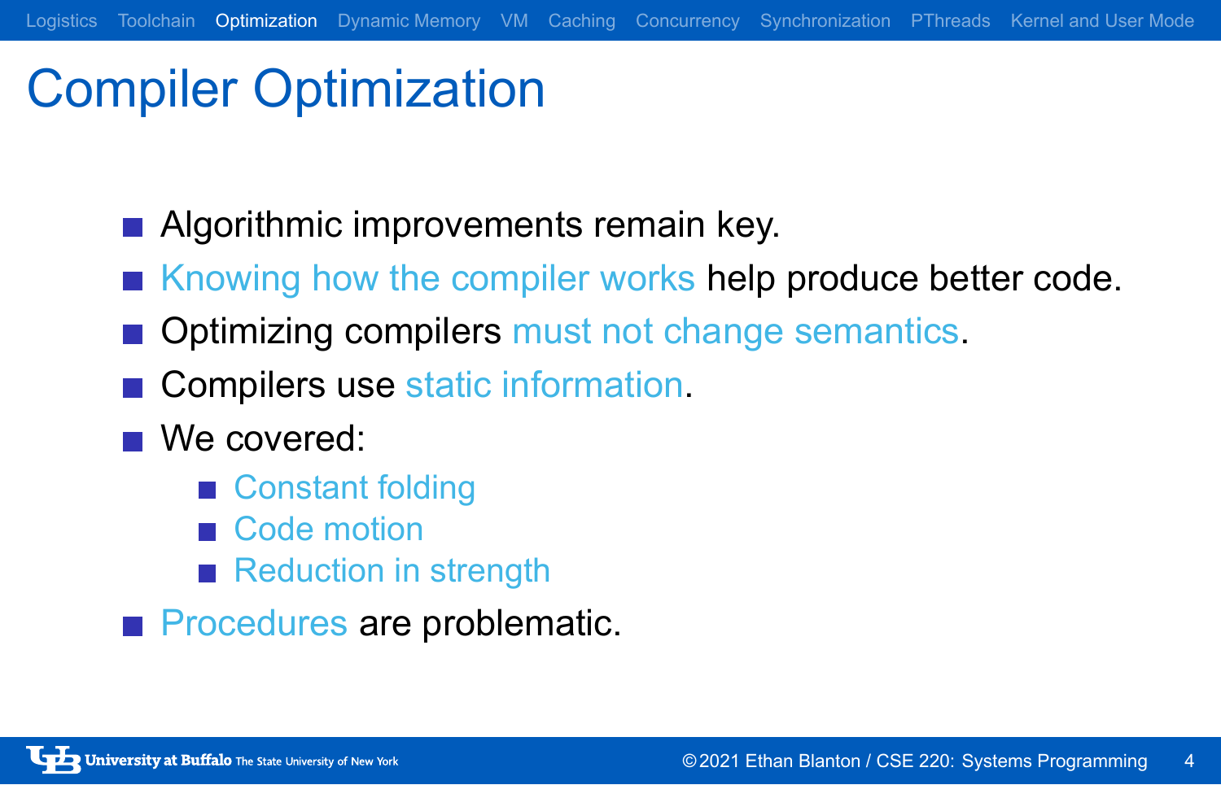# Compiler Optimization

- Algorithmic improvements remain key.
- Knowing how the compiler works help produce better code.
- Optimizing compilers must not change semantics.
- Compilers use static information.
- We covered:
  - Constant folding
  - Code motion
  - Reduction in strength
- Procedures are problematic.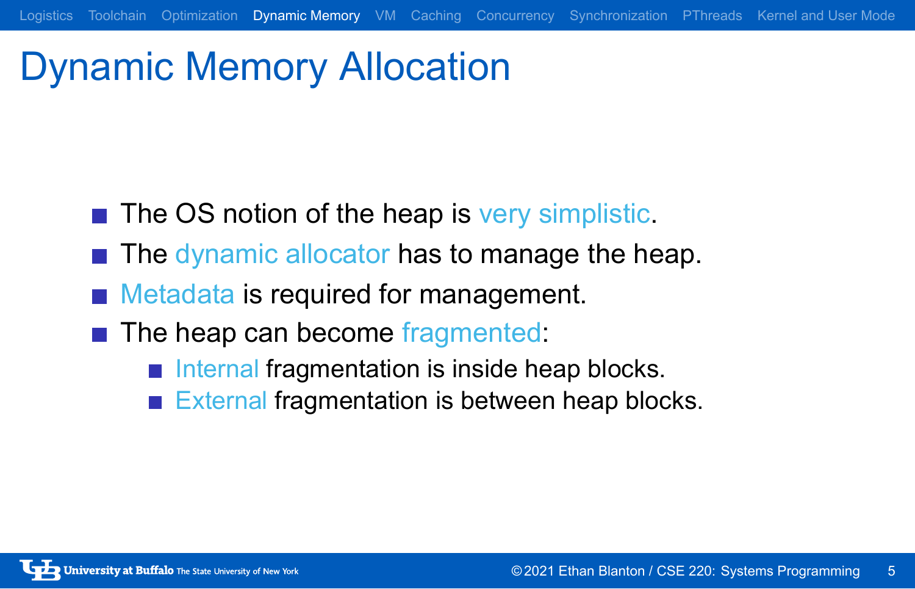# Dynamic Memory Allocation

- The OS notion of the heap is very simplistic.
- The dynamic allocator has to manage the heap.
- Metadata is required for management.
- The heap can become fragmented:
  - Internal fragmentation is inside heap blocks.
  - External fragmentation is between heap blocks.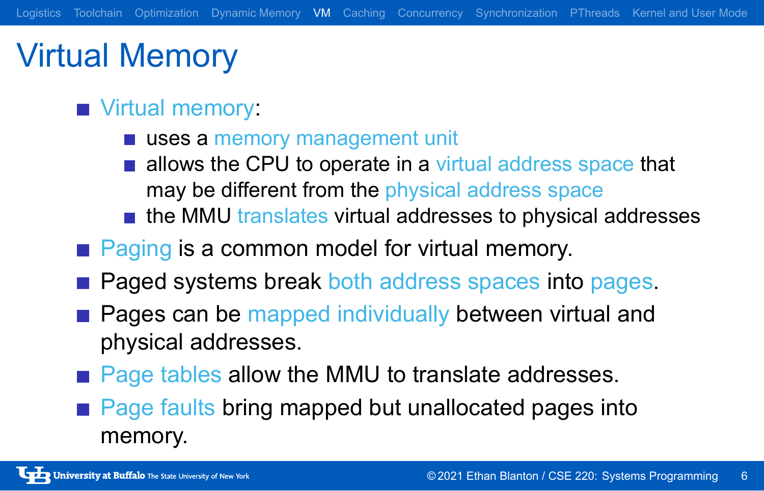# Virtual Memory

- Virtual memory:
  - uses a memory management unit
  - allows the CPU to operate in a virtual address space that may be different from the physical address space
  - the MMU translates virtual addresses to physical addresses
- Paging is a common model for virtual memory.
- Paged systems break both address spaces into pages.
- Pages can be mapped individually between virtual and physical addresses.
- Page tables allow the MMU to translate addresses.
- Page faults bring mapped but unallocated pages into memory.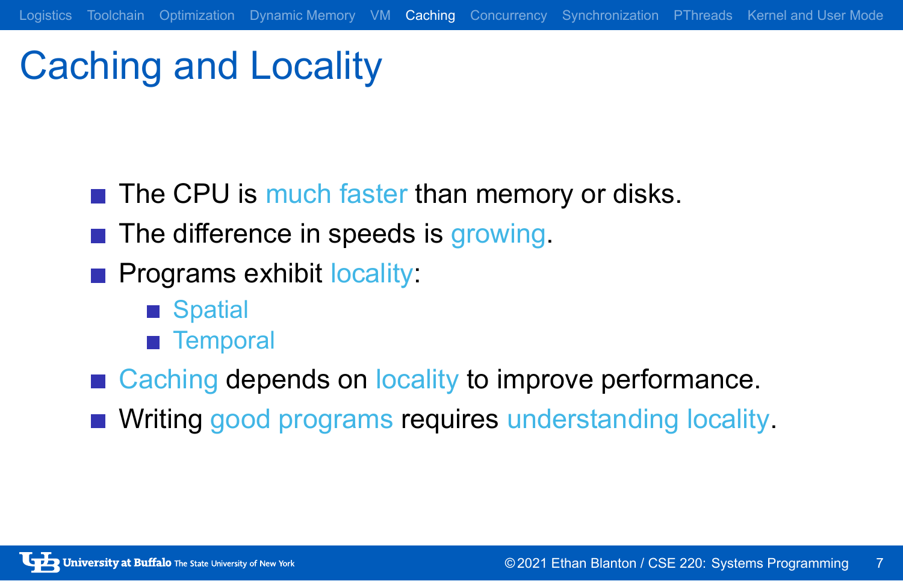# Caching and Locality

- The CPU is much faster than memory or disks.
- The difference in speeds is growing.
- Programs exhibit locality:
  - Spatial
  - Temporal
- Caching depends on locality to improve performance.
- Writing good programs requires understanding locality.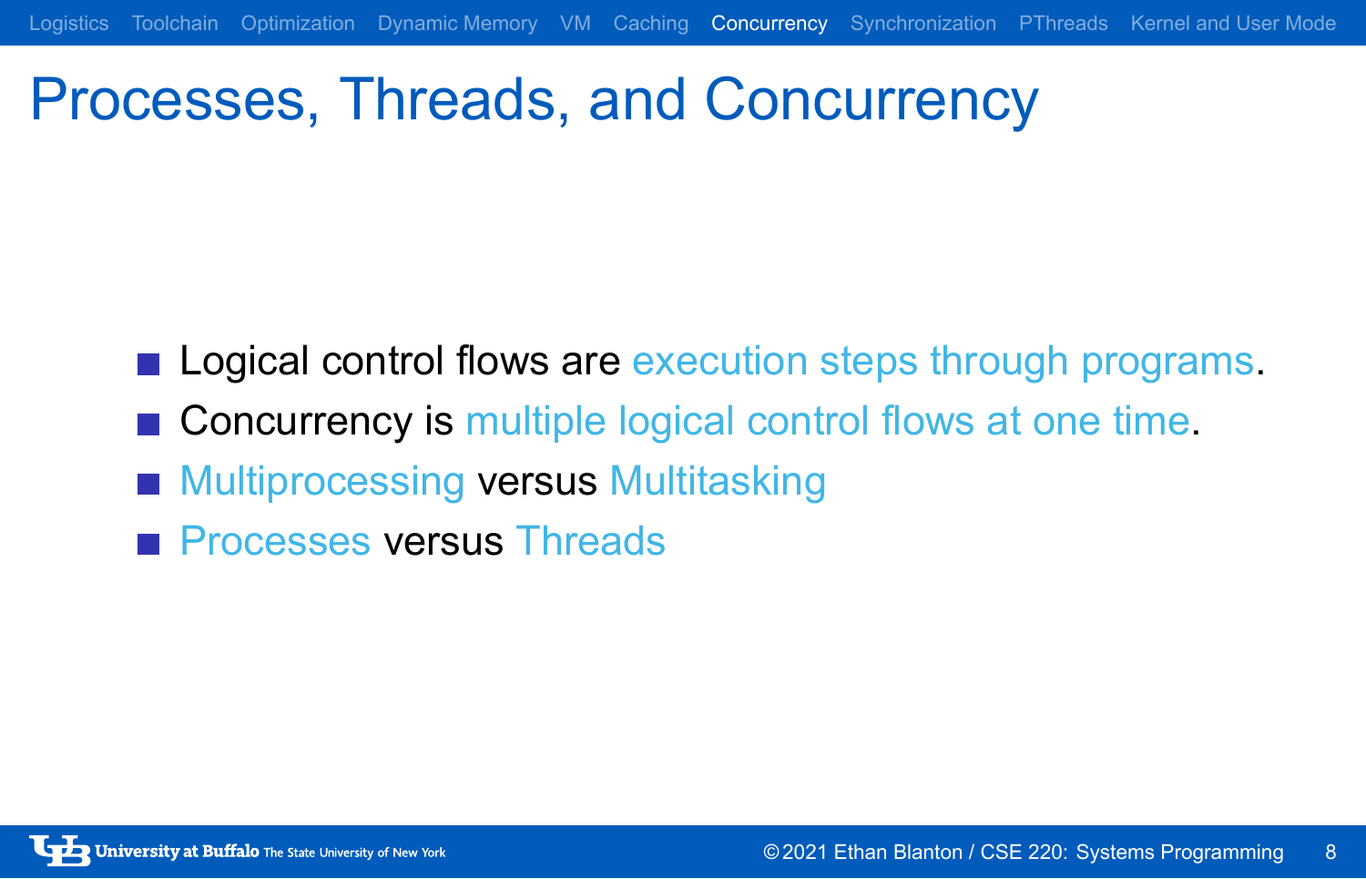# Processes, Threads, and Concurrency

- Logical control flows are execution steps through programs.
- Concurrency is multiple logical control flows at one time.
- Multiprocessing versus Multitasking
- Processes versus Threads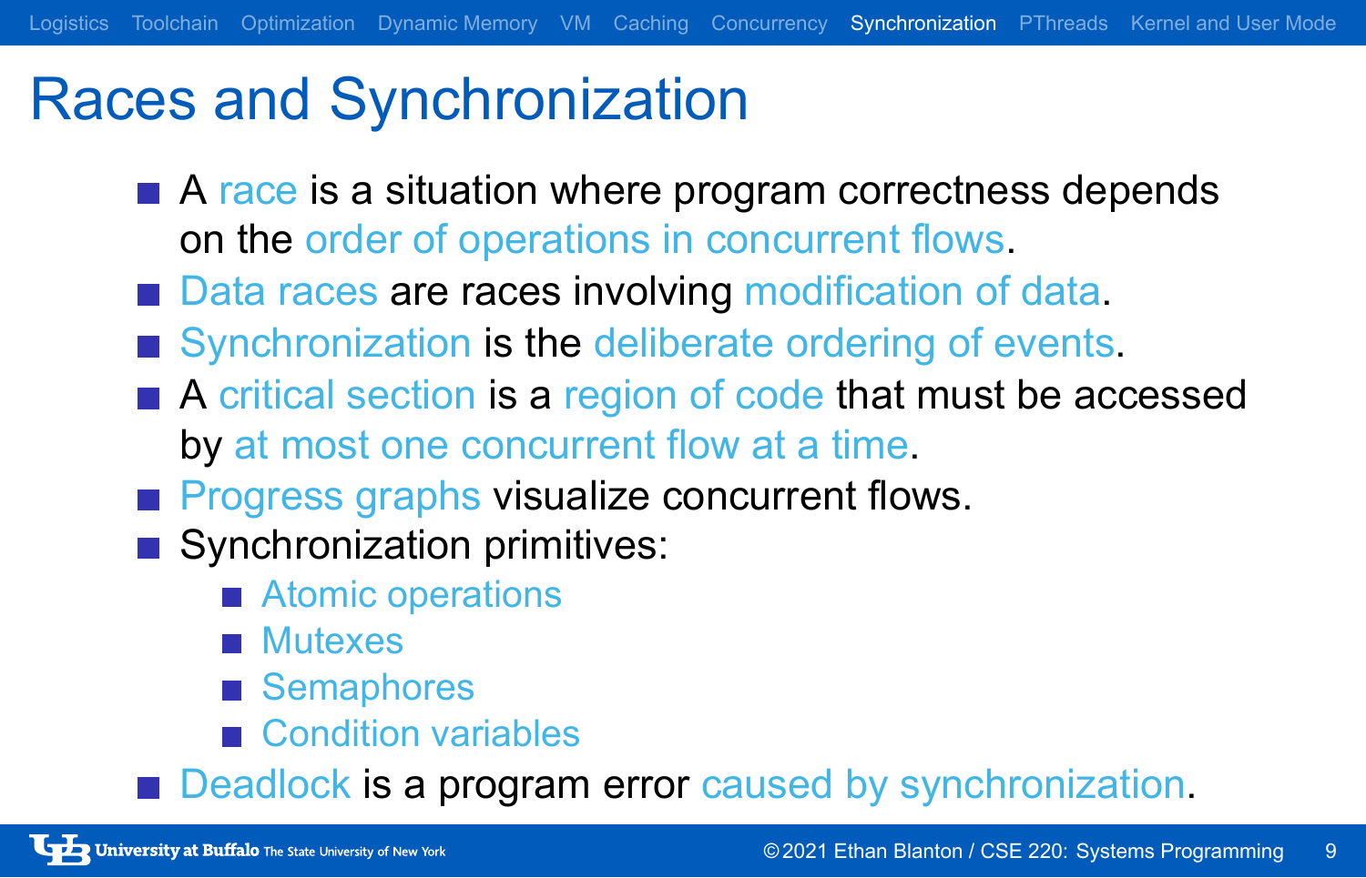# Races and Synchronization

- A race is a situation where program correctness depends on the order of operations in concurrent flows.
- Data races are races involving modification of data.
- Synchronization is the deliberate ordering of events.
- A critical section is a region of code that must be accessed by at most one concurrent flow at a time.
- Progress graphs visualize concurrent flows.
- Synchronization primitives:
  - Atomic operations
  - Mutexes
  - Semaphores
  - Condition variables
- Deadlock is a program error caused by synchronization.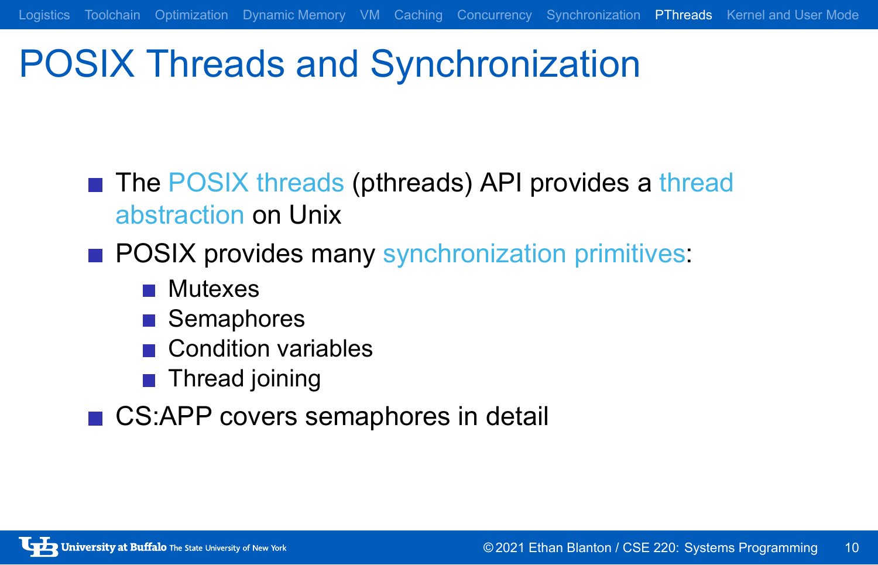# POSIX Threads and Synchronization

- The POSIX threads (pthreads) API provides a thread abstraction on Unix
- POSIX provides many synchronization primitives:
  - Mutexes
  - Semaphores
  - Condition variables
  - Thread joining
- CS:APP covers semaphores in detail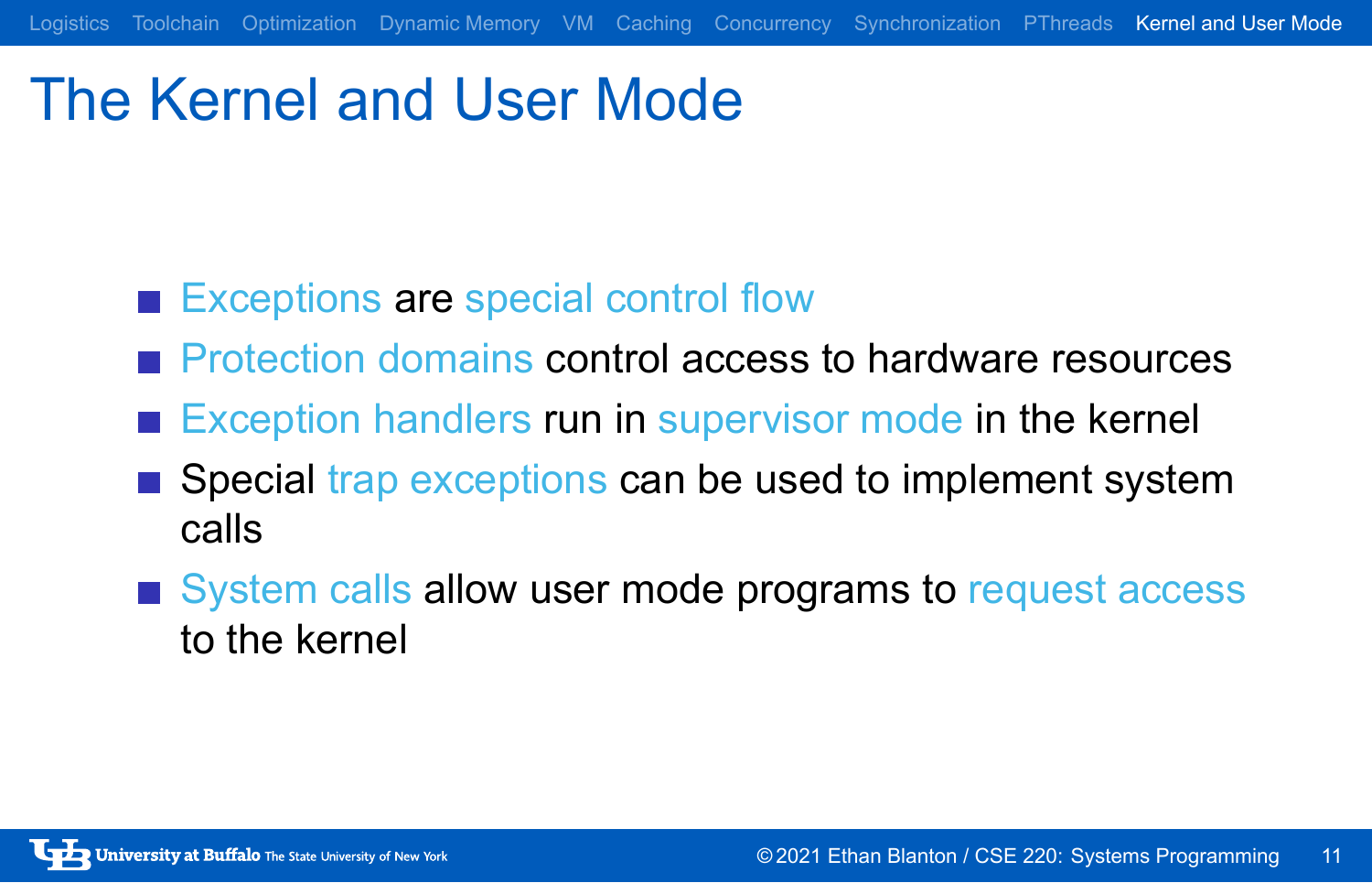# The Kernel and User Mode

- Exceptions are special control flow
- Protection domains control access to hardware resources
- Exception handlers run in supervisor mode in the kernel
- Special trap exceptions can be used to implement system calls
- System calls allow user mode programs to request access to the kernel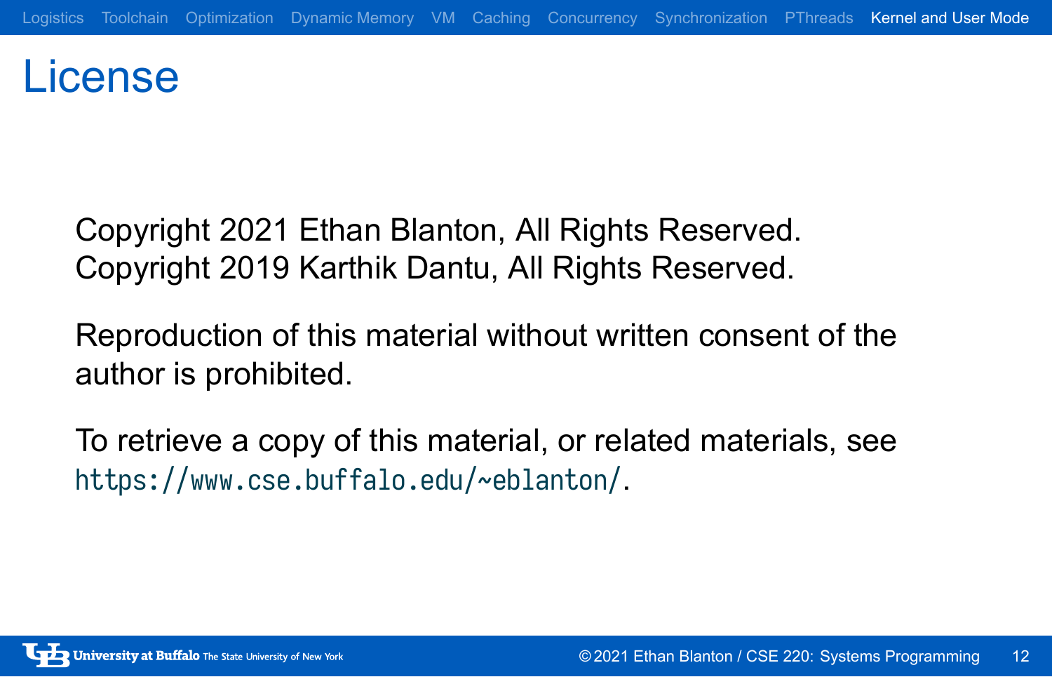# License

Copyright 2021 Ethan Blanton, All Rights Reserved.
Copyright 2019 Karthik Dantu, All Rights Reserved.

Reproduction of this material without written consent of the author is prohibited.

To retrieve a copy of this material, or related materials, see `https://www.cse.buffalo.edu/~eblanton/`.